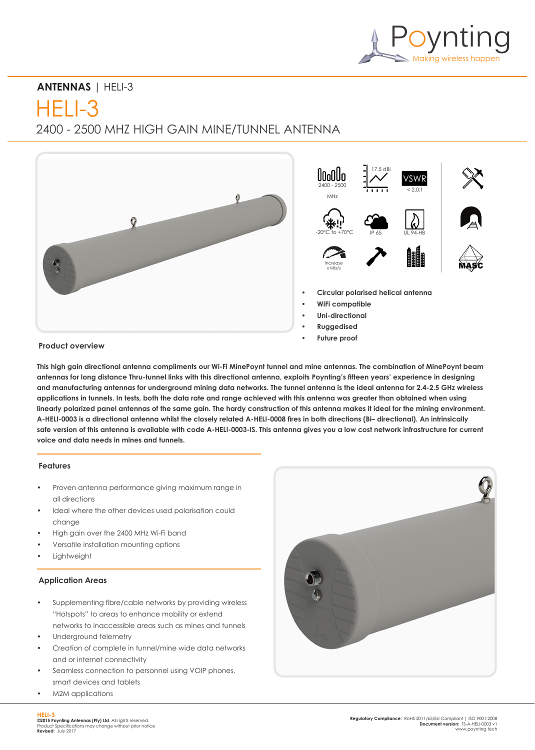**ANTENNAS** | HELI-3

# HELI-3

## 2400 - 2500 MHZ HIGH GAIN MINE/TUNNEL ANTENNA

2400 - 2500 MHz | 17.5 dBi | VSWR < 2.0:1 | -20°C to +70°C | IP 65 | UL 94-HB | Increase x Mb/s | MASC

- **Circular polarised helical antenna**
- **WiFi compatible**
- **Uni-directional**
- **Ruggedised**
- **Future proof**

### Product overview

**This high gain directional antenna compliments our Wi-Fi MinePoynt tunnel and mine antennas. The combination of MinePoynt beam antennas for long distance Thru-tunnel links with this directional antenna, exploits Poynting's fifteen years' experience in designing and manufacturing antennas for underground mining data networks. The tunnel antenna is the ideal antenna for 2.4-2.5 GHz wireless applications in tunnels. In tests, both the data rate and range achieved with this antenna was greater than obtained when using linearly polarized panel antennas of the same gain. The hardy construction of this antenna makes it ideal for the mining environment. A-HELI-0003 is a directional antenna whilst the closely related A-HELI-0008 fires in both directions (Bi– directional). An intrinsically safe version of this antenna is available with code A-HELI-0003-IS. This antenna gives you a low cost network infrastructure for current voice and data needs in mines and tunnels.**

### Features

- Proven antenna performance giving maximum range in all directions
- Ideal where the other devices used polarisation could change
- High gain over the 2400 MHz Wi-Fi band
- Versatile installation mounting options
- Lightweight

### Application Areas

- Supplementing fibre/cable networks by providing wireless "Hotspots" to areas to enhance mobility or extend networks to inaccessible areas such as mines and tunnels
- Underground telemetry
- Creation of complete in tunnel/mine wide data networks and or internet connectivity
- Seamless connection to personnel using VOIP phones, smart devices and tablets
- M2M applications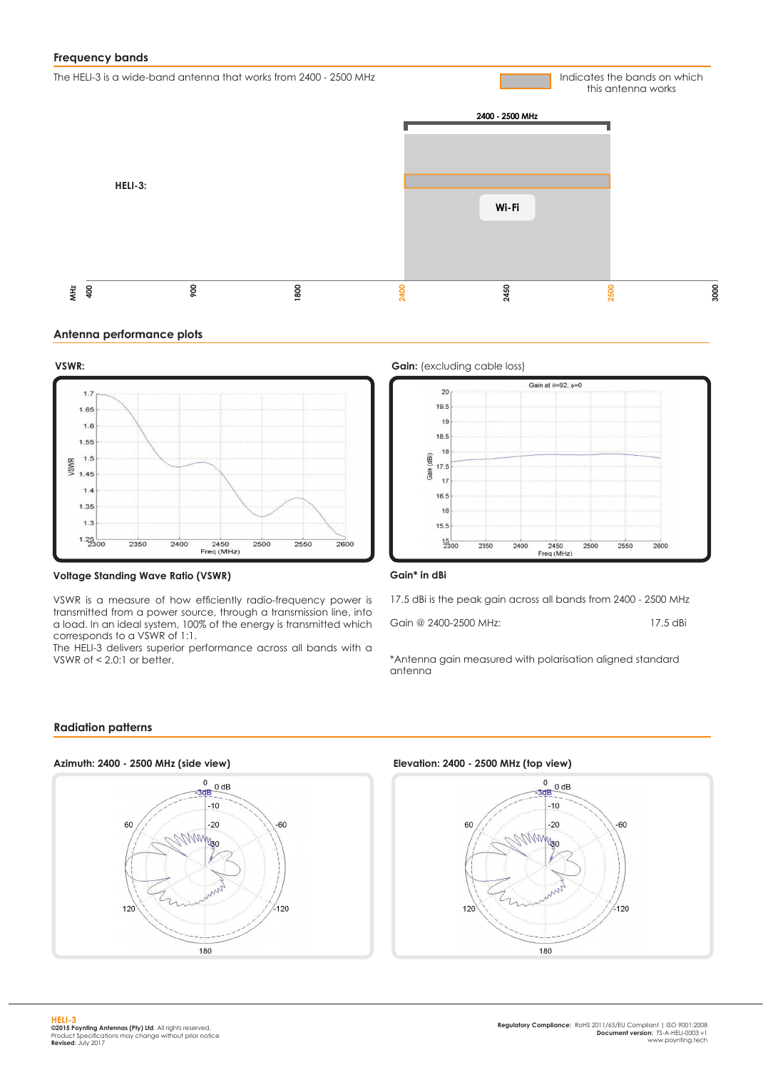## Frequency bands

The HELI-3 is a wide-band antenna that works from 2400 - 2500 MHz

Indicates the bands on which this antenna works

## Antenna performance plots

**VSWR:**

**Gain:** (excluding cable loss)

**Voltage Standing Wave Ratio (VSWR)**

VSWR is a measure of how efficiently radio-frequency power is transmitted from a power source, through a transmission line, into a load. In an ideal system, 100% of the energy is transmitted which corresponds to a VSWR of 1:1.
The HELI-3 delivers superior performance across all bands with a VSWR of < 2.0:1 or better.

**Gain* in dBi**

17.5 dBi is the peak gain across all bands from 2400 - 2500 MHz

| Gain @ 2400-2500 MHz: | 17.5 dBi |
|---|---|

*Antenna gain measured with polarisation aligned standard antenna

## Radiation patterns

**Azimuth: 2400 - 2500 MHz (side view)**

**Elevation: 2400 - 2500 MHz (top view)**

**HELI-3**
©2015 **Poynting Antennas (Pty) Ltd.** All rights reserved.
Product Specifications may change without prior notice
**Revised:** July 2017

**Regulatory Compliance:** RoHS 2011/65/EU Compliant | ISO 9001:2008
**Document version:** TS-A-HELI-0003 v1
www.poynting.tech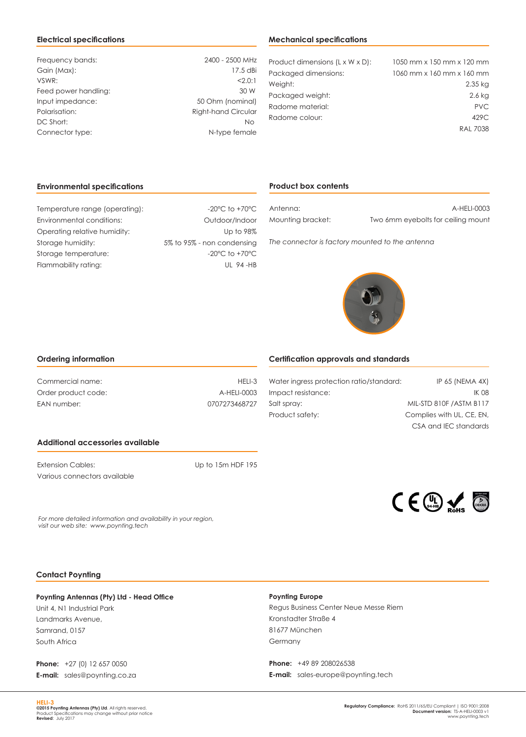## Electrical specifications

| | |
|---|---|
| Frequency bands: | 2400 - 2500 MHz |
| Gain (Max): | 17.5 dBi |
| VSWR: | <2.0:1 |
| Feed power handling: | 30 W |
| Input impedance: | 50 Ohm (nominal) |
| Polarisation: | Right-hand Circular |
| DC Short: | No |
| Connector type: | N-type female |

## Mechanical specifications

| | |
|---|---|
| Product dimensions (L x W x D): | 1050 mm x 150 mm x 120 mm |
| Packaged dimensions: | 1060 mm x 160 mm x 160 mm |
| Weight: | 2.35 kg |
| Packaged weight: | 2.6 kg |
| Radome material: | PVC |
| Radome colour: | 429C<br>RAL 7038 |

## Environmental specifications

| | |
|---|---|
| Temperature range (operating): | -20°C to +70°C |
| Environmental conditions: | Outdoor/Indoor |
| Operating relative humidity: | Up to 98% |
| Storage humidity: | 5% to 95% - non condensing |
| Storage temperature: | -20°C to +70°C |
| Flammability rating: | UL 94 -HB |

## Product box contents

| | |
|---|---|
| Antenna: | A-HELI-0003 |
| Mounting bracket: | Two 6mm eyebolts for ceiling mount |

*The connector is factory mounted to the antenna*

## Ordering information

| | |
|---|---|
| Commercial name: | HELI-3 |
| Order product code: | A-HELI-0003 |
| EAN number: | 0707273468727 |

## Certification approvals and standards

| | |
|---|---|
| Water ingress protection ratio/standard: | IP 65 (NEMA 4X) |
| Impact resistance: | IK 08 |
| Salt spray: | MIL-STD 810F /ASTM B117 |
| Product safety: | Complies with UL, CE, EN, CSA and IEC standards |

## Additional accessories available

| | |
|---|---|
| Extension Cables: | Up to 15m HDF 195 |
| Various connectors available | |

*For more detailed information and availability in your region, visit our web site: www.poynting.tech*

## Contact Poynting

**Poynting Antennas (Pty) Ltd - Head Office**
Unit 4, N1 Industrial Park
Landmarks Avenue,
Samrand, 0157
South Africa

**Phone:** +27 (0) 12 657 0050
**E-mail:** sales@poynting.co.za

**Poynting Europe**
Regus Business Center Neue Messe Riem
Kronstadter Straße 4
81677 München
Germany

**Phone:** +49 89 208026538
**E-mail:** sales-europe@poynting.tech

**HELI-3**
**©2015 Poynting Antennas (Pty) Ltd**. All rights reserved.
Product Specifications may change without prior notice
**Revised**: July 2017

**Regulatory Compliance:** RoHS 2011/65/EU Compliant | ISO 9001:2008
**Document version:** TS-A-HELI-0003 v1
www.poynting.tech